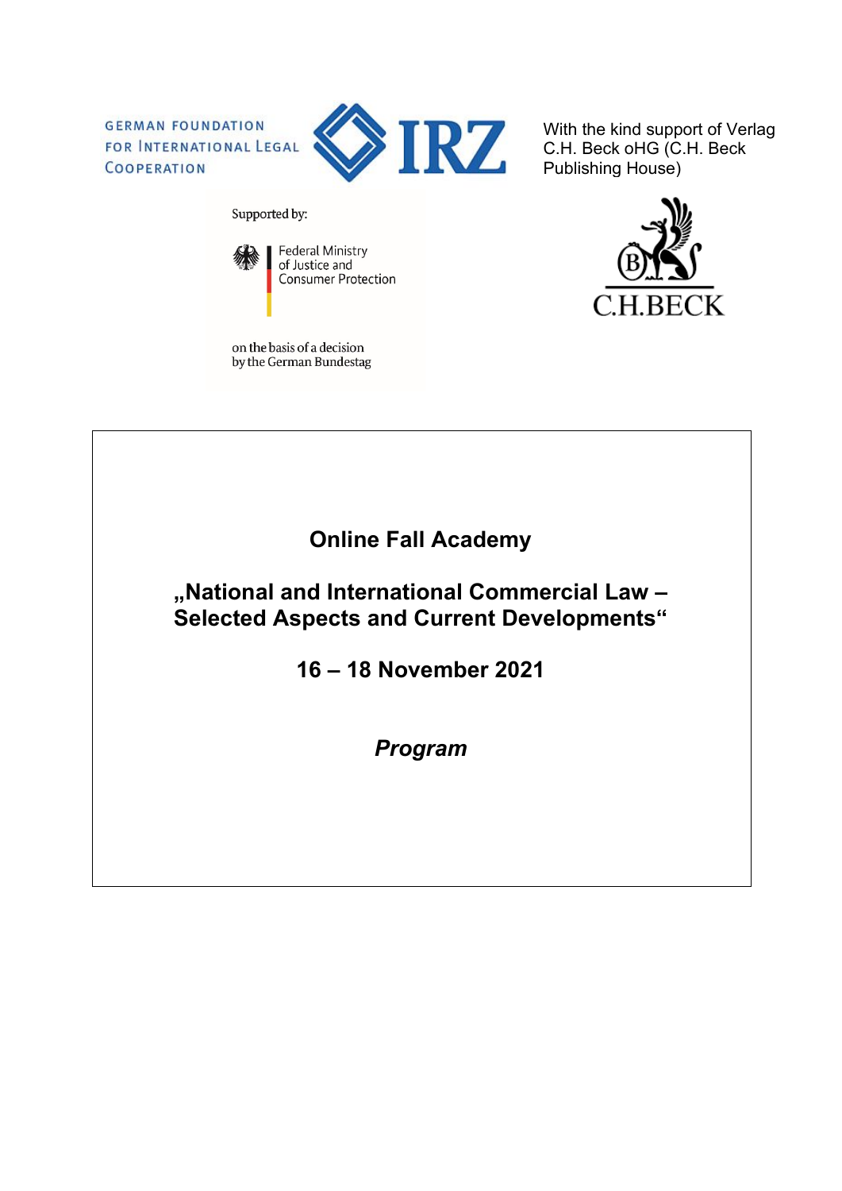GERMAN FOUNDATION FOR INTERNATIONAL LEGAL COOPERATION

IRZ

With the kind support of Verlag C.H. Beck oHG (C.H. Beck Publishing House)

Supported by:

Federal Ministry of Justice and Consumer Protection

on the basis of a decision by the German Bundestag

C.H.BECK

# Online Fall Academy

## „National and International Commercial Law – Selected Aspects and Current Developments“

## 16 – 18 November 2021

***Program***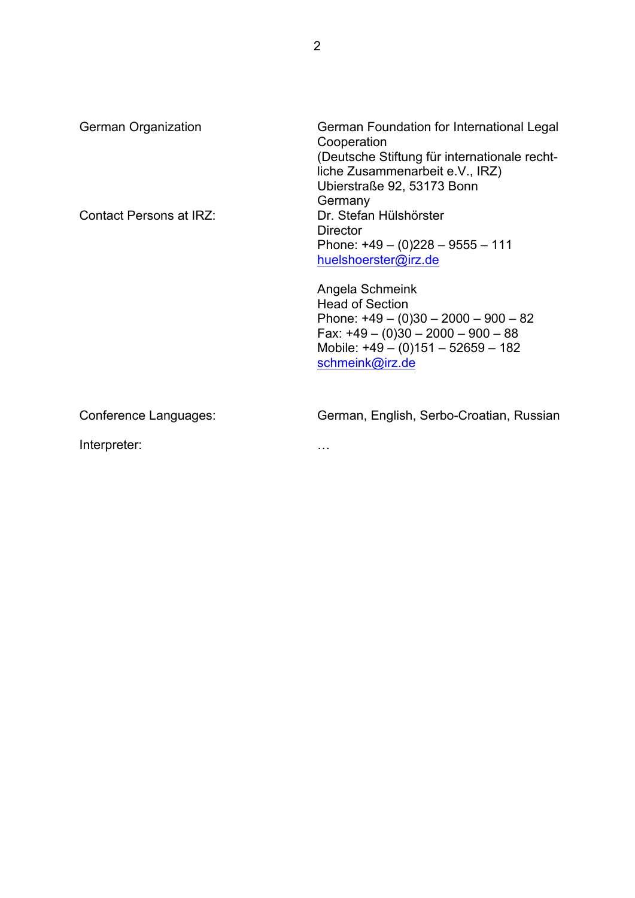| | |
|---|---|
| German Organization | German Foundation for International Legal Cooperation<br>(Deutsche Stiftung für internationale rechtliche Zusammenarbeit e.V., IRZ)<br>Ubierstraße 92, 53173 Bonn<br>Germany |
| Contact Persons at IRZ: | Dr. Stefan Hülshörster<br>Director<br>Phone: +49 – (0)228 – 9555 – 111<br>huelshoerster@irz.de<br><br>Angela Schmeink<br>Head of Section<br>Phone: +49 – (0)30 – 2000 – 900 – 82<br>Fax: +49 – (0)30 – 2000 – 900 – 88<br>Mobile: +49 – (0)151 – 52659 – 182<br>schmeink@irz.de |
| Conference Languages: | German, English, Serbo-Croatian, Russian |
| Interpreter: | … |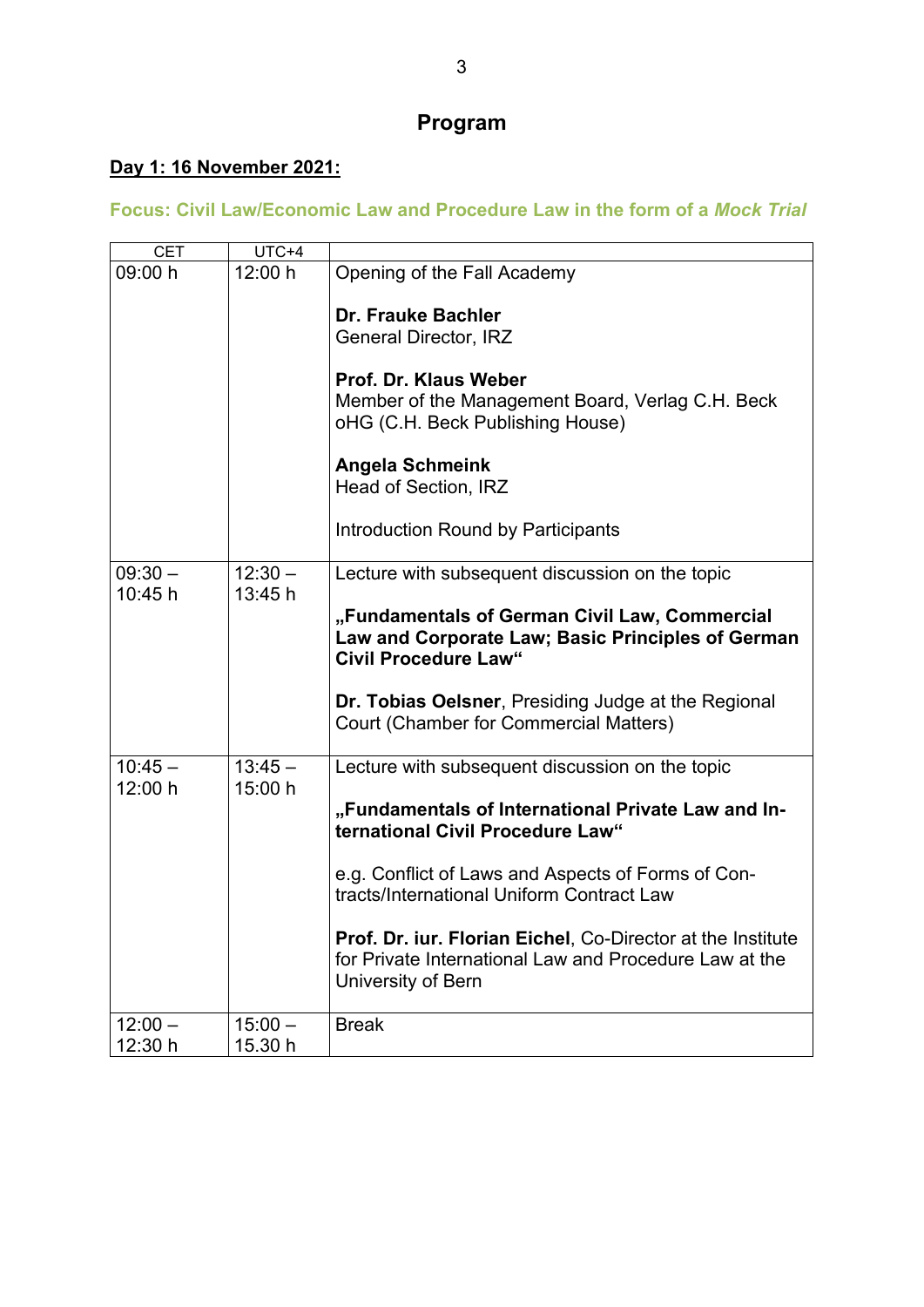# Program

## Day 1: 16 November 2021:

### Focus: Civil Law/Economic Law and Procedure Law in the form of a *Mock Trial*

| CET | UTC+4 | |
|---|---|---|
| 09:00 h | 12:00 h | Opening of the Fall Academy<br><br>**Dr. Frauke Bachler**<br>General Director, IRZ<br><br>**Prof. Dr. Klaus Weber**<br>Member of the Management Board, Verlag C.H. Beck oHG (C.H. Beck Publishing House)<br><br>**Angela Schmeink**<br>Head of Section, IRZ<br><br>Introduction Round by Participants |
| 09:30 – 10:45 h | 12:30 – 13:45 h | Lecture with subsequent discussion on the topic<br><br>**„Fundamentals of German Civil Law, Commercial Law and Corporate Law; Basic Principles of German Civil Procedure Law“**<br><br>**Dr. Tobias Oelsner**, Presiding Judge at the Regional Court (Chamber for Commercial Matters) |
| 10:45 – 12:00 h | 13:45 – 15:00 h | Lecture with subsequent discussion on the topic<br><br>**„Fundamentals of International Private Law and International Civil Procedure Law“**<br><br>e.g. Conflict of Laws and Aspects of Forms of Contracts/International Uniform Contract Law<br><br>**Prof. Dr. iur. Florian Eichel**, Co-Director at the Institute for Private International Law and Procedure Law at the University of Bern |
| 12:00 – 12:30 h | 15:00 – 15.30 h | Break |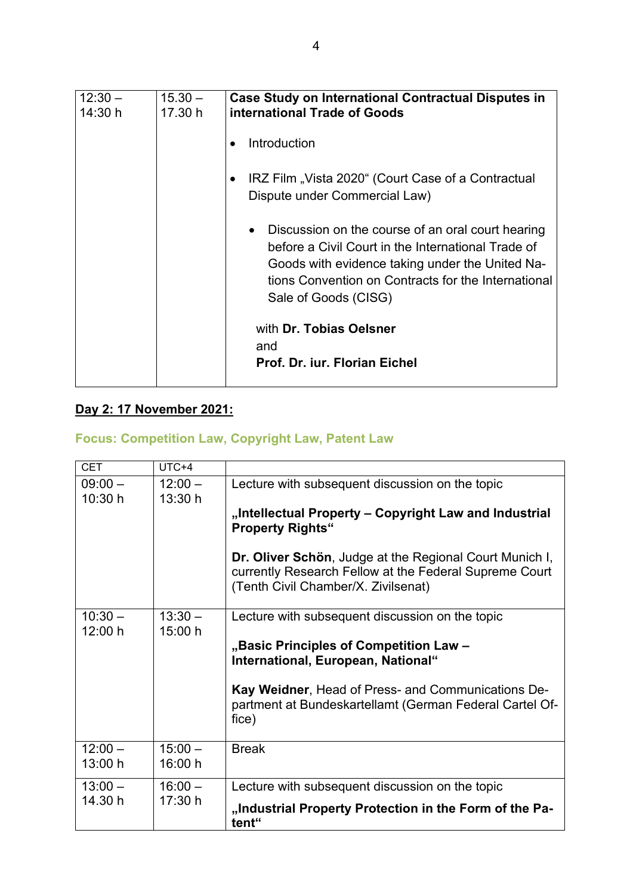| | | |
|---|---|---|
| 12:30 – 14:30 h | 15.30 – 17.30 h | **Case Study on International Contractual Disputes in international Trade of Goods**<br><br>• Introduction<br><br>• IRZ Film „Vista 2020“ (Court Case of a Contractual Dispute under Commercial Law)<br><br>• Discussion on the course of an oral court hearing before a Civil Court in the International Trade of Goods with evidence taking under the United Nations Convention on Contracts for the International Sale of Goods (CISG)<br><br>with **Dr. Tobias Oelsner**<br>and<br>**Prof. Dr. iur. Florian Eichel** |

## Day 2: 17 November 2021:

### Focus: Competition Law, Copyright Law, Patent Law

| CET | UTC+4 | |
|---|---|---|
| 09:00 – 10:30 h | 12:00 – 13:30 h | Lecture with subsequent discussion on the topic<br><br>**„Intellectual Property – Copyright Law and Industrial Property Rights“**<br><br>**Dr. Oliver Schön**, Judge at the Regional Court Munich I, currently Research Fellow at the Federal Supreme Court (Tenth Civil Chamber/X. Zivilsenat) |
| 10:30 – 12:00 h | 13:30 – 15:00 h | Lecture with subsequent discussion on the topic<br><br>**„Basic Principles of Competition Law – International, European, National“**<br><br>**Kay Weidner**, Head of Press- and Communications Department at Bundeskartellamt (German Federal Cartel Office) |
| 12:00 – 13:00 h | 15:00 – 16:00 h | Break |
| 13:00 – 14.30 h | 16:00 – 17:30 h | Lecture with subsequent discussion on the topic<br><br>**„Industrial Property Protection in the Form of the Patent“** |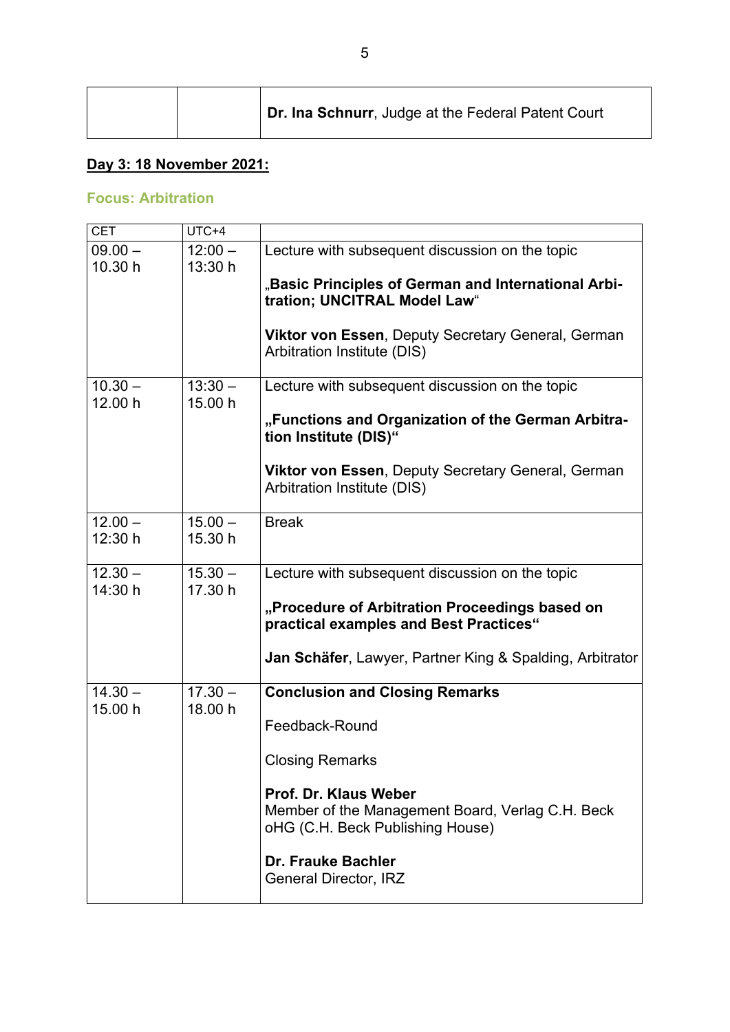| | | |
|---|---|---|
| | | **Dr. Ina Schnurr**, Judge at the Federal Patent Court |

## Day 3: 18 November 2021:

### Focus: Arbitration

| CET | UTC+4 | |
|---|---|---|
| 09.00 – 10.30 h | 12:00 – 13:30 h | Lecture with subsequent discussion on the topic<br><br>„**Basic Principles of German and International Arbitration; UNCITRAL Model Law**“<br><br>**Viktor von Essen**, Deputy Secretary General, German Arbitration Institute (DIS) |
| 10.30 – 12.00 h | 13:30 – 15.00 h | Lecture with subsequent discussion on the topic<br><br>**„Functions and Organization of the German Arbitration Institute (DIS)“**<br><br>**Viktor von Essen**, Deputy Secretary General, German Arbitration Institute (DIS) |
| 12.00 – 12:30 h | 15.00 – 15.30 h | Break |
| 12.30 – 14:30 h | 15.30 – 17.30 h | Lecture with subsequent discussion on the topic<br><br>**„Procedure of Arbitration Proceedings based on practical examples and Best Practices“**<br><br>**Jan Schäfer**, Lawyer, Partner King & Spalding, Arbitrator |
| 14.30 – 15.00 h | 17.30 – 18.00 h | **Conclusion and Closing Remarks**<br><br>Feedback-Round<br><br>Closing Remarks<br><br>**Prof. Dr. Klaus Weber**<br>Member of the Management Board, Verlag C.H. Beck oHG (C.H. Beck Publishing House)<br><br>**Dr. Frauke Bachler**<br>General Director, IRZ |